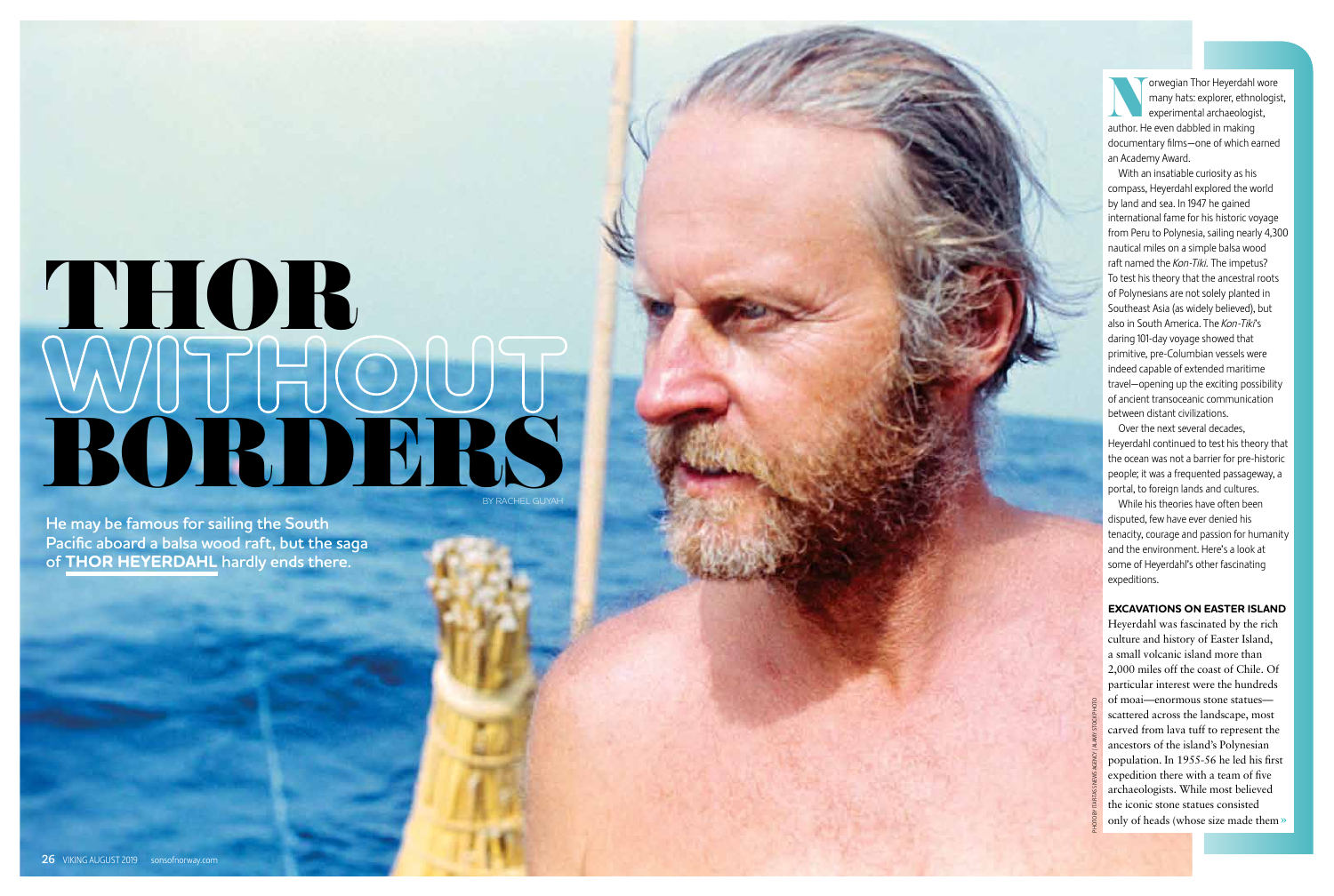# THOR WITHOUT BORDERS

BY RACHEL GUYAH

**He may be famous for sailing the South Pacific aboard a balsa wood raft, but the saga of THOR HEYERDAHL hardly ends there.**

Norwegian Thor Heyerdahl wore many hats: explorer, ethnologist, experimental archaeologist, author. He even dabbled in making documentary films—one of which earned an Academy Award.

With an insatiable curiosity as his compass, Heyerdahl explored the world by land and sea. In 1947 he gained international fame for his historic voyage from Peru to Polynesia, sailing nearly 4,300 nautical miles on a simple balsa wood raft named the *Kon-Tiki*. The impetus? To test his theory that the ancestral roots of Polynesians are not solely planted in Southeast Asia (as widely believed), but also in South America. The *Kon-Tiki*'s daring 101-day voyage showed that primitive, pre-Columbian vessels were indeed capable of extended maritime travel—opening up the exciting possibility of ancient transoceanic communication between distant civilizations.

Over the next several decades, Heyerdahl continued to test his theory that the ocean was not a barrier for pre-historic people; it was a frequented passageway, a portal, to foreign lands and cultures.

While his theories have often been disputed, few have ever denied his tenacity, courage and passion for humanity and the environment. Here's a look at some of Heyerdahl's other fascinating expeditions.

## EXCAVATIONS ON EASTER ISLAND

Heyerdahl was fascinated by the rich culture and history of Easter Island, a small volcanic island more than 2,000 miles off the coast of Chile. Of particular interest were the hundreds of moai—enormous stone statues—scattered across the landscape, most carved from lava tuff to represent the ancestors of the island's Polynesian population. In 1955-56 he led his first expedition there with a team of five archaeologists. While most believed the iconic stone statues consisted only of heads (whose size made them »

PHOTO BY ITAR-TASS NEWS AGENCY / ALAMY STOCK PHOTO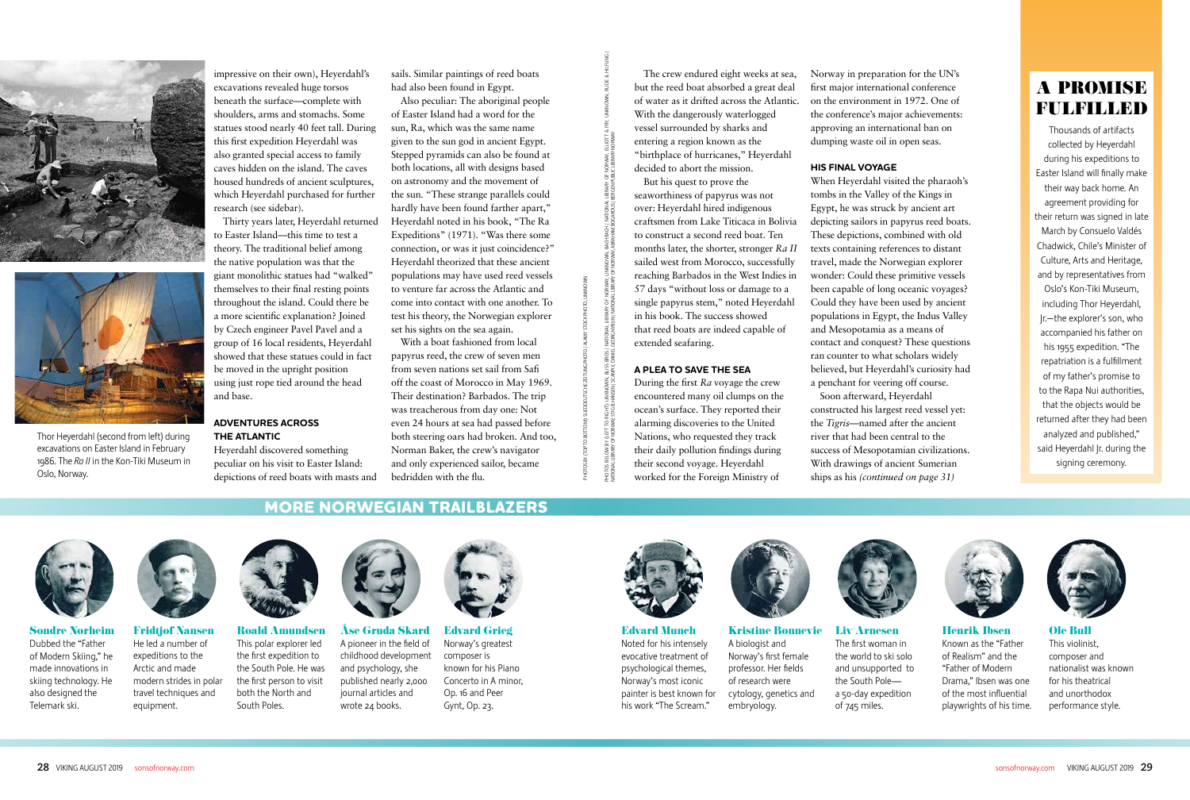impressive on their own), Heyerdahl's excavations revealed huge torsos beneath the surface—complete with shoulders, arms and stomachs. Some statues stood nearly 40 feet tall. During this first expedition Heyerdahl was also granted special access to family caves hidden on the island. The caves housed hundreds of ancient sculptures, which Heyerdahl purchased for further research (see sidebar).

Thirty years later, Heyerdahl returned to Easter Island—this time to test a theory. The traditional belief among the native population was that the giant monolithic statues had "walked" themselves to their final resting points throughout the island. Could there be a more scientific explanation? Joined by Czech engineer Pavel Pavel and a group of 16 local residents, Heyerdahl showed that these statues could in fact be moved in the upright position using just rope tied around the head and base.

Thor Heyerdahl (second from left) during excavations on Easter Island in February 1986. The *Ra II* in the Kon-Tiki Museum in Oslo, Norway.

### ADVENTURES ACROSS THE ATLANTIC

Heyerdahl discovered something peculiar on his visit to Easter Island: depictions of reed boats with masts and sails. Similar paintings of reed boats had also been found in Egypt.

Also peculiar: The aboriginal people of Easter Island had a word for the sun, Ra, which was the same name given to the sun god in ancient Egypt. Stepped pyramids can also be found at both locations, all with designs based on astronomy and the movement of the sun. "These strange parallels could hardly have been found farther apart," Heyerdahl noted in his book, "The Ra Expeditions" (1971). "Was there some connection, or was it just coincidence?" Heyerdahl theorized that these ancient populations may have used reed vessels to venture far across the Atlantic and come into contact with one another. To test his theory, the Norwegian explorer set his sights on the sea again.

With a boat fashioned from local papyrus reed, the crew of seven men from seven nations set sail from Safi off the coast of Morocco in May 1969. Their destination? Barbados. The trip was treacherous from day one: Not even 24 hours at sea had passed before both steering oars had broken. And too, Norman Baker, the crew's navigator and only experienced sailor, became bedridden with the flu.

The crew endured eight weeks at sea, but the reed boat absorbed a great deal of water as it drifted across the Atlantic. With the dangerously waterlogged vessel surrounded by sharks and entering a region known as the "birthplace of hurricanes," Heyerdahl decided to abort the mission.

But his quest to prove the seaworthiness of papyrus was not over: Heyerdahl hired indigenous craftsmen from Lake Titicaca in Bolivia to construct a second reed boat. Ten months later, the shorter, stronger *Ra II* sailed west from Morocco, successfully reaching Barbados in the West Indies in 57 days "without loss or damage to a single papyrus stem," noted Heyerdahl in his book. The success showed that reed boats are indeed capable of extended seafaring.

### A PLEA TO SAVE THE SEA

During the first *Ra* voyage the crew encountered many oil clumps on the ocean's surface. They reported their alarming discoveries to the United Nations, who requested they track their daily pollution findings during their second voyage. Heyerdahl worked for the Foreign Ministry of Norway in preparation for the UN's first major international conference on the environment in 1972. One of the conference's major achievements: approving an international ban on dumping waste oil in open seas.

### HIS FINAL VOYAGE

When Heyerdahl visited the pharaoh's tombs in the Valley of the Kings in Egypt, he was struck by ancient art depicting sailors in papyrus reed boats. These depictions, combined with old texts containing references to distant travel, made the Norwegian explorer wonder: Could these primitive vessels been capable of long oceanic voyages? Could they have been used by ancient populations in Egypt, the Indus Valley and Mesopotamia as a means of contact and conquest? These questions ran counter to what scholars widely believed, but Heyerdahl's curiosity had a penchant for veering off course.

Soon afterward, Heyerdahl constructed his largest reed vessel yet: the *Tigris*—named after the ancient river that had been central to the success of Mesopotamian civilizations. With drawings of ancient Sumerian ships as his *(continued on page 31)*

## A PROMISE FULFILLED

Thousands of artifacts collected by Heyerdahl during his expeditions to Easter Island will finally make their way back home. An agreement providing for their return was signed in late March by Consuelo Valdés Chadwick, Chile's Minister of Culture, Arts and Heritage, and by representatives from Oslo's Kon-Tiki Museum, including Thor Heyerdahl, Jr.—the explorer's son, who accompanied his father on his 1955 expedition. "The repatriation is a fulfillment of my father's promise to to the Rapa Nui authorities, that the objects would be returned after they had been analyzed and published," said Heyerdahl Jr. during the signing ceremony.

## MORE NORWEGIAN TRAILBLAZERS

**Sondre Norheim**
Dubbed the "Father of Modern Skiing," he made innovations in skiing technology. He also designed the Telemark ski.

**Fridtjof Nansen**
He led a number of expeditions to the Arctic and made modern strides in polar travel techniques and equipment.

**Roald Amundsen**
This polar explorer led the first expedition to the South Pole. He was the first person to visit both the North and South Poles.

**Åse Gruda Skard**
A pioneer in the field of childhood development and psychology, she published nearly 2,000 journal articles and wrote 24 books.

**Edvard Grieg**
Norway's greatest composer is known for his Piano Concerto in A minor, Op. 16 and Peer Gynt, Op. 23.

**Edvard Munch**
Noted for his intensely evocative treatment of psychological themes, Norway's most iconic painter is best known for his work "The Scream."

**Kristine Bonnevie**
A biologist and Norway's first female professor. Her fields of research were cytology, genetics and embryology.

**Liv Arnesen**
The first woman in the world to ski solo and unsupported to the South Pole—a 50-day expedition of 745 miles.

**Henrik Ibsen**
Known as the "Father of Realism" and the "Father of Modern Drama," Ibsen was one of the most influential playwrights of his time.

**Ole Bull**
This violinist, composer and nationalist was known for his theatrical and unorthodox performance style.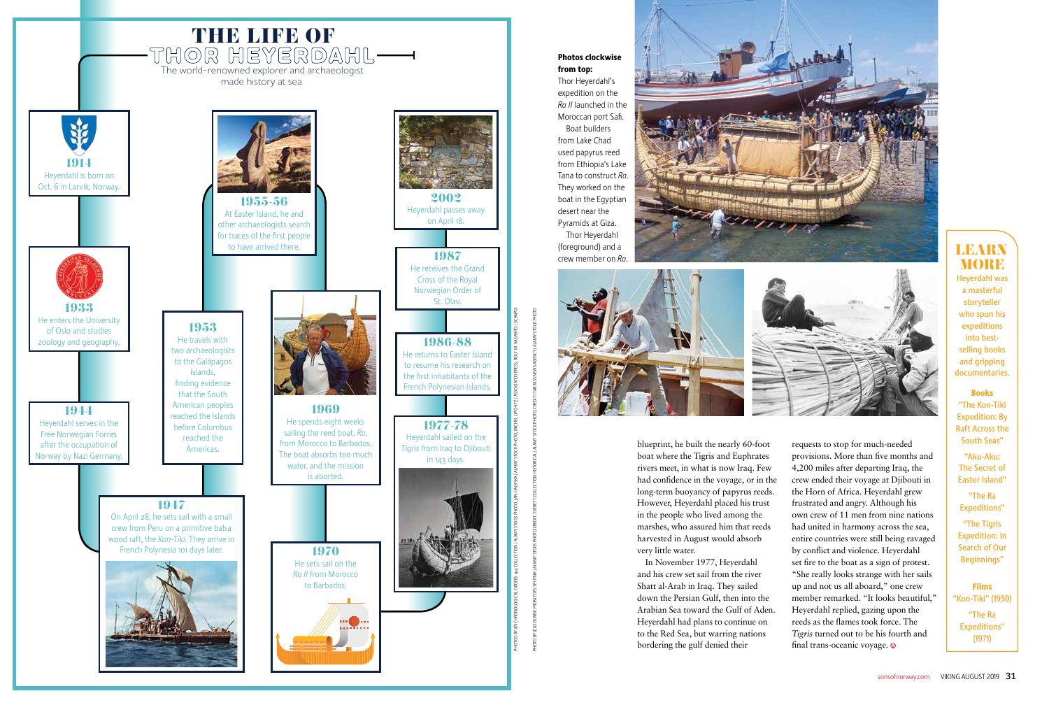# THE LIFE OF THOR HEYERDAHL

The world-renowned explorer and archaeologist made history at sea

**1914**
Heyerdahl is born on Oct. 6 in Larvik, Norway.

**1933**
He enters the University of Oslo and studies zoology and geography.

**1944**
Heyerdahl serves in the Free Norwegian Forces after the occupation of Norway by Nazi Germany.

**1947**
On April 28, he sets sail with a small crew from Peru on a primitive balsa wood raft, the *Kon-Tiki*. They arrive in French Polynesia 101 days later.

**1953**
He travels with two archaeologists to the Galápagos Islands, finding evidence that the South American peoples reached the Islands before Columbus reached the Americas.

**1955-56**
At Easter Island, he and other archaeologists search for traces of the first people to have arrived there.

**1969**
He spends eight weeks sailing the reed boat, *Ra*, from Morocco to Barbados. The boat absorbs too much water, and the mission is aborted.

**1970**
He sets sail on the *Ra II* from Morocco to Barbados.

**1977-78**
Heyerdahl sailed on the *Tigris* from Iraq to Djibouti in 143 days.

**1986-88**
He returns to Easter Island to resume his research on the first inhabitants of the French Polynesian Islands.

**1987**
He receives the Grand Cross of the Royal Norwegian Order of St. Olav.

**2002**
Heyerdahl passes away on April 18.

PHOTOS BY (IN CHRONOLOGICAL ORDER): 914 COLLECTION / ALAMY STOCK PHOTO, JAN HALASKA / ALAMY STOCK PHOTO, MICHEL LIPCHITZ / ASSOCIATED PRESS, ROLF M. AAGAARD / SCANPIX

PHOTO BY (CLOCKWISE FROM TOP): SPUTNIK / ALAMY STOCK PHOTO, CREDIT: EVERETT COLLECTION HISTORICAL / ALAMY STOCK PHOTO, CREDIT: ITAR-TASS NEWS AGENCY / ALAMY STOCK PHOTO

**Photos clockwise from top:**
Thor Heyerdahl's expedition on the *Ra II* launched in the Moroccan port Safi.

Boat builders from Lake Chad used papyrus reed from Ethiopia's Lake Tana to construct *Ra*. They worked on the boat in the Egyptian desert near the Pyramids at Giza.

Thor Heyerdahl (foreground) and a crew member on *Ra*.

blueprint, he built the nearly 60-foot boat where the Tigris and Euphrates rivers meet, in what is now Iraq. Few had confidence in the voyage, or in the long-term buoyancy of papyrus reeds. However, Heyerdahl placed his trust in the people who lived among the marshes, who assured him that reeds harvested in August would absorb very little water.

In November 1977, Heyerdahl and his crew set sail from the river Shatt al-Arab in Iraq. They sailed down the Persian Gulf, then into the Arabian Sea toward the Gulf of Aden. Heyerdahl had plans to continue on to the Red Sea, but warring nations bordering the gulf denied their requests to stop for much-needed provisions. More than five months and 4,200 miles after departing Iraq, the crew ended their voyage at Djibouti in the Horn of Africa. Heyerdahl grew frustrated and angry. Although his own crew of 11 men from nine nations had united in harmony across the sea, entire countries were still being ravaged by conflict and violence. Heyerdahl set fire to the boat as a sign of protest. "She really looks strange with her sails up and not us all aboard," one crew member remarked. "It looks beautiful," Heyerdahl replied, gazing upon the reeds as the flames took force. The *Tigris* turned out to be his fourth and final trans-oceanic voyage.

## LEARN MORE

Heyerdahl was a masterful storyteller who spun his expeditions into best-selling books and gripping documentaries.

**Books**

"The Kon-Tiki Expedition: By Raft Across the South Seas"

"Aku-Aku: The Secret of Easter Island"

"The Ra Expeditions"

"The Tigris Expedition: In Search of Our Beginnings"

**Films**

"Kon-Tiki" (1950)

"The Ra Expeditions" (1971)